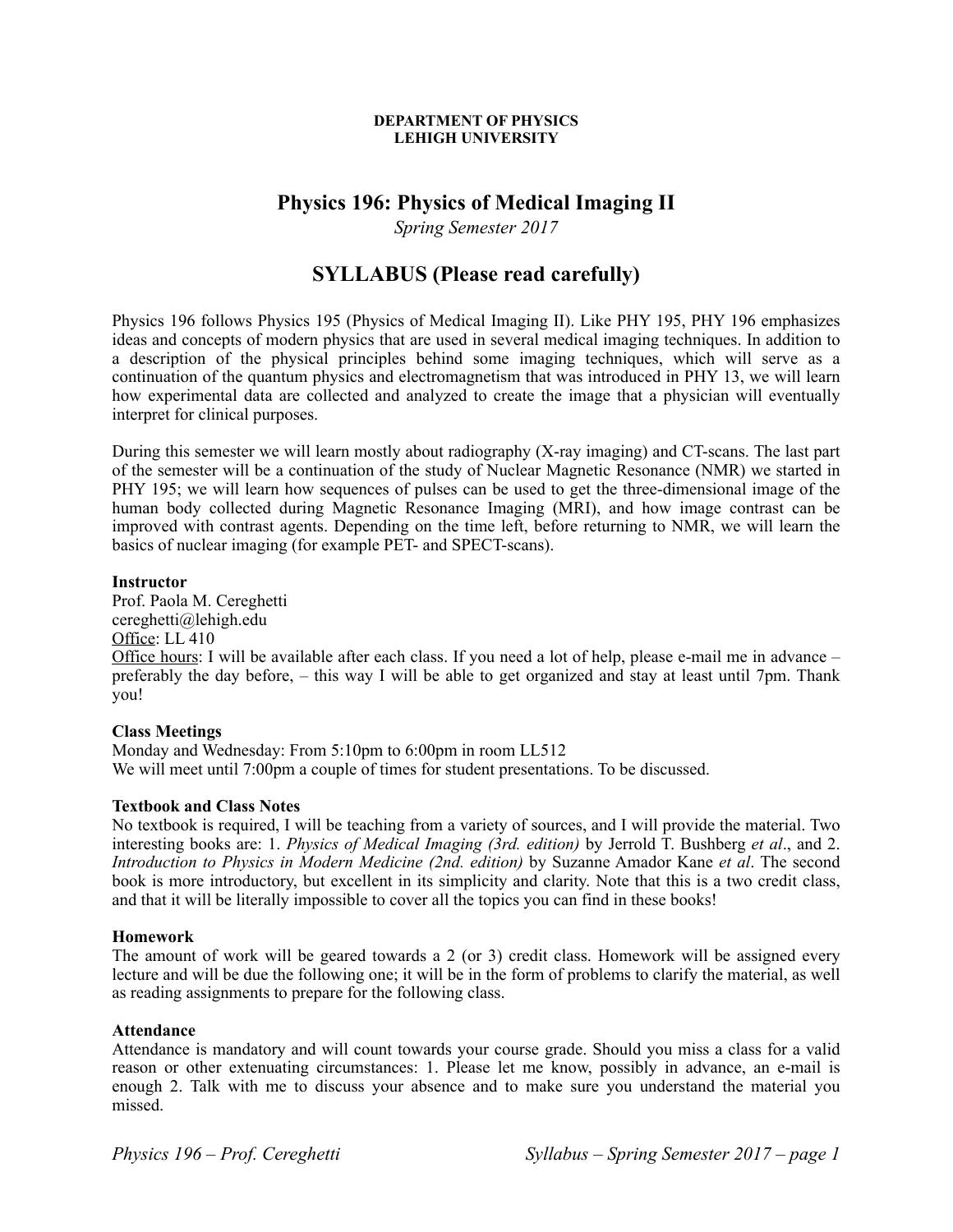**DEPARTMENT OF PHYSICS**
**LEHIGH UNIVERSITY**

# Physics 196: Physics of Medical Imaging II

*Spring Semester 2017*

## SYLLABUS (Please read carefully)

Physics 196 follows Physics 195 (Physics of Medical Imaging II). Like PHY 195, PHY 196 emphasizes ideas and concepts of modern physics that are used in several medical imaging techniques. In addition to a description of the physical principles behind some imaging techniques, which will serve as a continuation of the quantum physics and electromagnetism that was introduced in PHY 13, we will learn how experimental data are collected and analyzed to create the image that a physician will eventually interpret for clinical purposes.

During this semester we will learn mostly about radiography (X-ray imaging) and CT-scans. The last part of the semester will be a continuation of the study of Nuclear Magnetic Resonance (NMR) we started in PHY 195; we will learn how sequences of pulses can be used to get the three-dimensional image of the human body collected during Magnetic Resonance Imaging (MRI), and how image contrast can be improved with contrast agents. Depending on the time left, before returning to NMR, we will learn the basics of nuclear imaging (for example PET- and SPECT-scans).

**Instructor**
Prof. Paola M. Cereghetti
cereghetti@lehigh.edu
Office: LL 410
Office hours: I will be available after each class. If you need a lot of help, please e-mail me in advance – preferably the day before, – this way I will be able to get organized and stay at least until 7pm. Thank you!

**Class Meetings**
Monday and Wednesday: From 5:10pm to 6:00pm in room LL512
We will meet until 7:00pm a couple of times for student presentations. To be discussed.

**Textbook and Class Notes**
No textbook is required, I will be teaching from a variety of sources, and I will provide the material. Two interesting books are: 1. *Physics of Medical Imaging (3rd. edition)* by Jerrold T. Bushberg *et al*., and 2. *Introduction to Physics in Modern Medicine (2nd. edition)* by Suzanne Amador Kane *et al*. The second book is more introductory, but excellent in its simplicity and clarity. Note that this is a two credit class, and that it will be literally impossible to cover all the topics you can find in these books!

**Homework**
The amount of work will be geared towards a 2 (or 3) credit class. Homework will be assigned every lecture and will be due the following one; it will be in the form of problems to clarify the material, as well as reading assignments to prepare for the following class.

**Attendance**
Attendance is mandatory and will count towards your course grade. Should you miss a class for a valid reason or other extenuating circumstances: 1. Please let me know, possibly in advance, an e-mail is enough 2. Talk with me to discuss your absence and to make sure you understand the material you missed.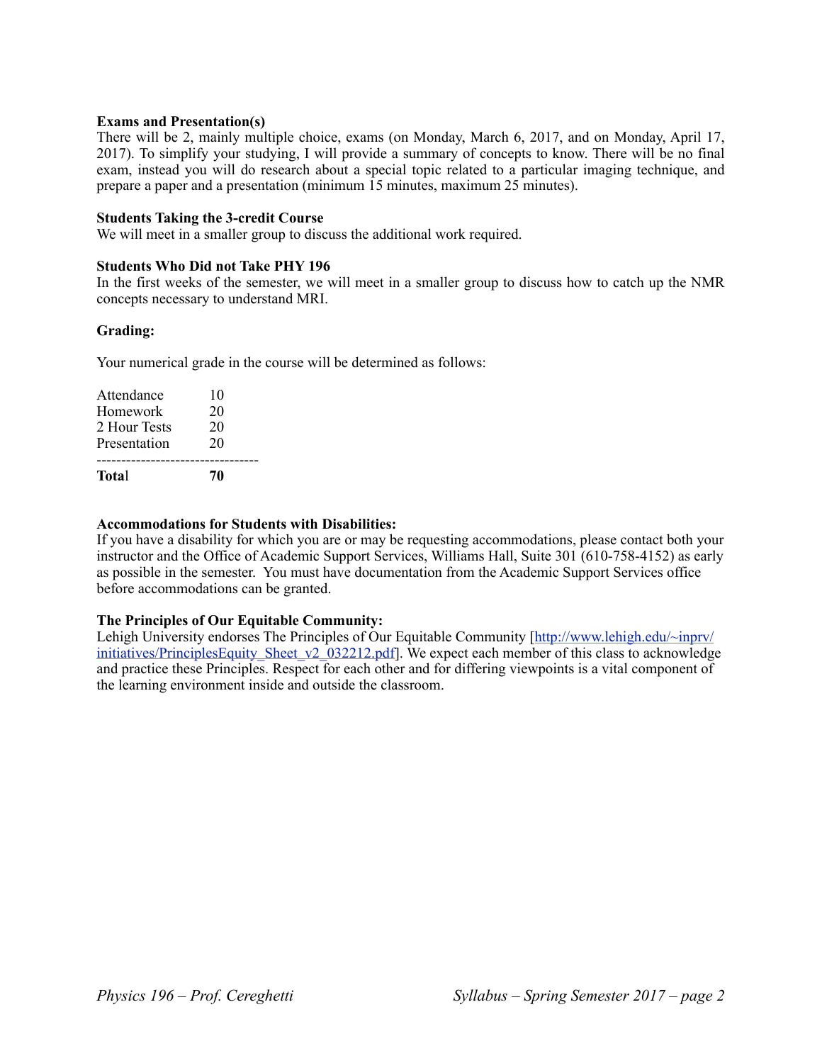**Exams and Presentation(s)**

There will be 2, mainly multiple choice, exams (on Monday, March 6, 2017, and on Monday, April 17, 2017). To simplify your studying, I will provide a summary of concepts to know. There will be no final exam, instead you will do research about a special topic related to a particular imaging technique, and prepare a paper and a presentation (minimum 15 minutes, maximum 25 minutes).

**Students Taking the 3-credit Course**

We will meet in a smaller group to discuss the additional work required.

**Students Who Did not Take PHY 196**

In the first weeks of the semester, we will meet in a smaller group to discuss how to catch up the NMR concepts necessary to understand MRI.

**Grading:**

Your numerical grade in the course will be determined as follows:

| | |
|---|---|
| Attendance | 10 |
| Homework | 20 |
| 2 Hour Tests | 20 |
| Presentation | 20 |
| **Total** | **70** |

**Accommodations for Students with Disabilities:**

If you have a disability for which you are or may be requesting accommodations, please contact both your instructor and the Office of Academic Support Services, Williams Hall, Suite 301 (610-758-4152) as early as possible in the semester. You must have documentation from the Academic Support Services office before accommodations can be granted.

**The Principles of Our Equitable Community:**

Lehigh University endorses The Principles of Our Equitable Community [http://www.lehigh.edu/~inprv/initiatives/PrinciplesEquity_Sheet_v2_032212.pdf]. We expect each member of this class to acknowledge and practice these Principles. Respect for each other and for differing viewpoints is a vital component of the learning environment inside and outside the classroom.